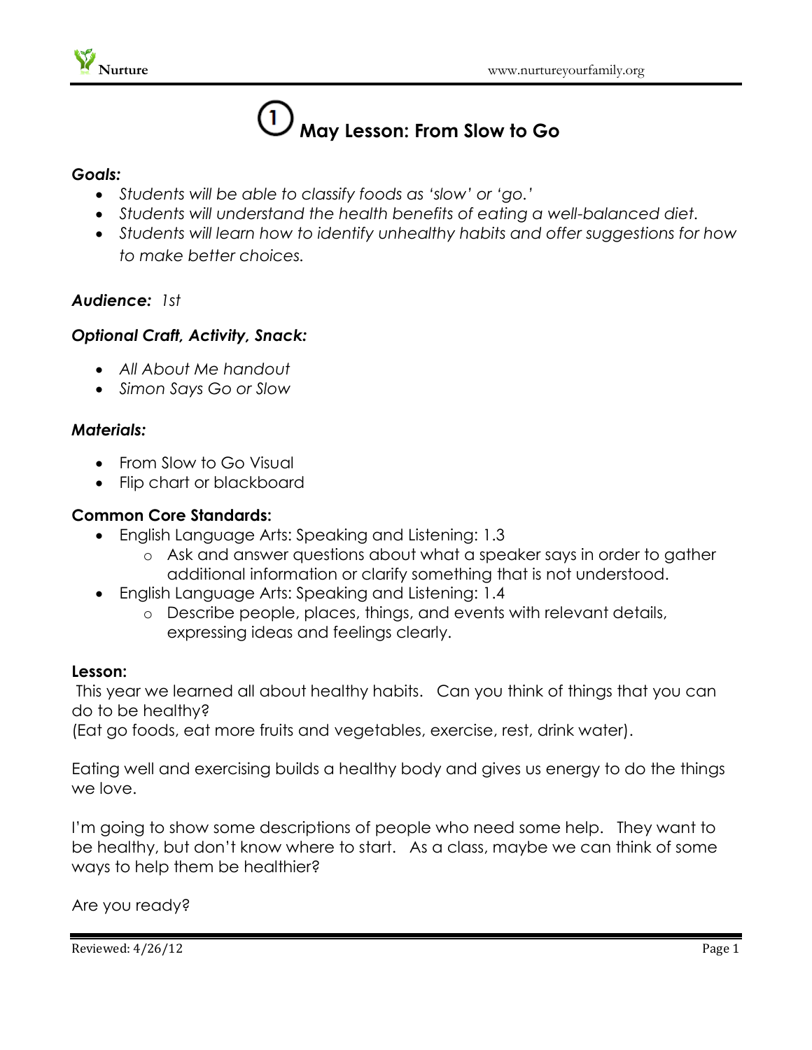# ① May Lesson: From Slow to Go

***Goals:***

- *Students will be able to classify foods as 'slow' or 'go.'*
- *Students will understand the health benefits of eating a well-balanced diet.*
- *Students will learn how to identify unhealthy habits and offer suggestions for how to make better choices.*

***Audience:*** *1st*

***Optional Craft, Activity, Snack:***

- *All About Me handout*
- *Simon Says Go or Slow*

***Materials:***

- From Slow to Go Visual
- Flip chart or blackboard

**Common Core Standards:**

- English Language Arts: Speaking and Listening: 1.3
  - Ask and answer questions about what a speaker says in order to gather additional information or clarify something that is not understood.
- English Language Arts: Speaking and Listening: 1.4
  - Describe people, places, things, and events with relevant details, expressing ideas and feelings clearly.

**Lesson:**

This year we learned all about healthy habits. Can you think of things that you can do to be healthy?
(Eat go foods, eat more fruits and vegetables, exercise, rest, drink water).

Eating well and exercising builds a healthy body and gives us energy to do the things we love.

I'm going to show some descriptions of people who need some help. They want to be healthy, but don't know where to start. As a class, maybe we can think of some ways to help them be healthier?

Are you ready?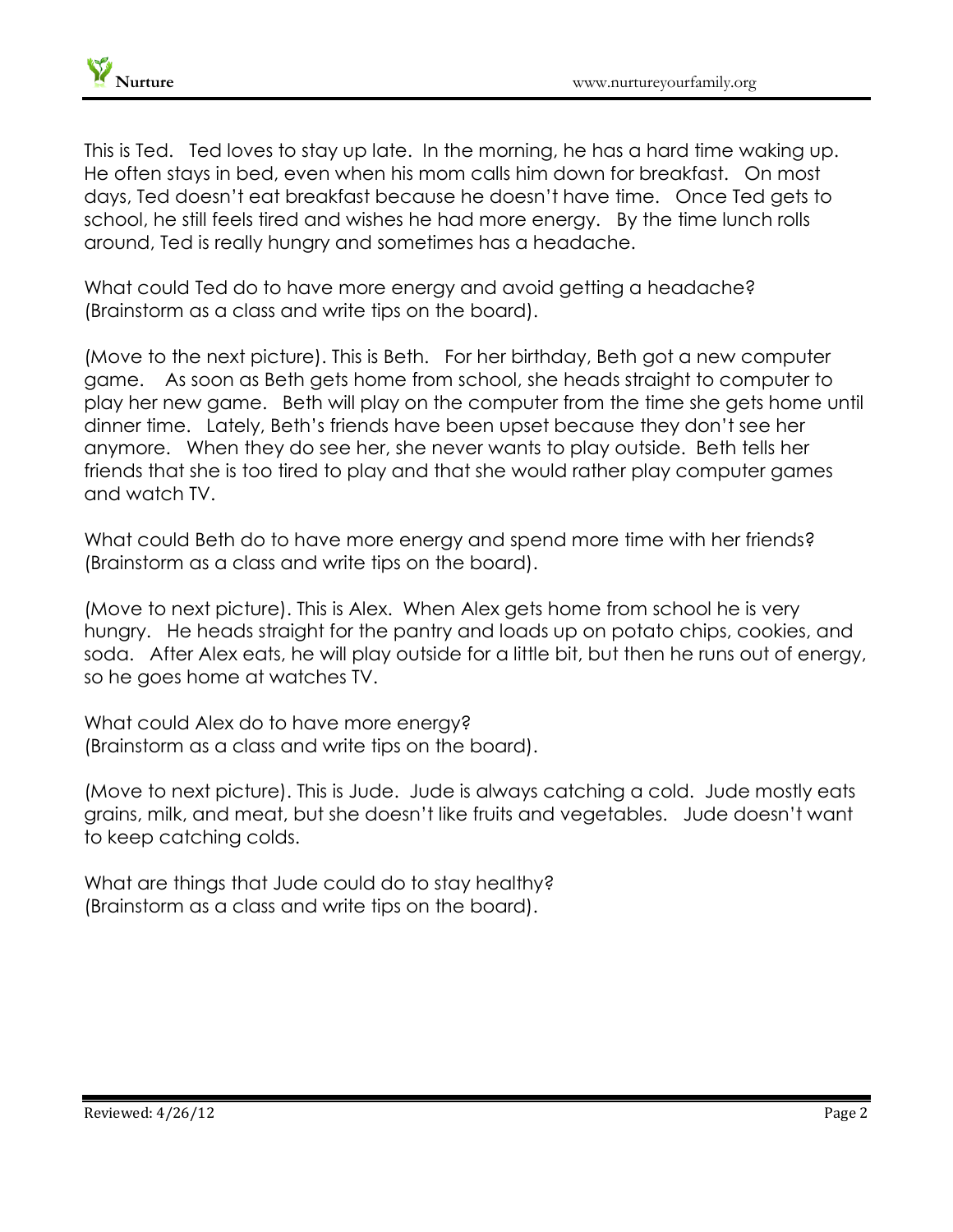This is Ted. Ted loves to stay up late. In the morning, he has a hard time waking up. He often stays in bed, even when his mom calls him down for breakfast. On most days, Ted doesn't eat breakfast because he doesn't have time. Once Ted gets to school, he still feels tired and wishes he had more energy. By the time lunch rolls around, Ted is really hungry and sometimes has a headache.

What could Ted do to have more energy and avoid getting a headache? (Brainstorm as a class and write tips on the board).

(Move to the next picture). This is Beth. For her birthday, Beth got a new computer game. As soon as Beth gets home from school, she heads straight to computer to play her new game. Beth will play on the computer from the time she gets home until dinner time. Lately, Beth's friends have been upset because they don't see her anymore. When they do see her, she never wants to play outside. Beth tells her friends that she is too tired to play and that she would rather play computer games and watch TV.

What could Beth do to have more energy and spend more time with her friends? (Brainstorm as a class and write tips on the board).

(Move to next picture). This is Alex. When Alex gets home from school he is very hungry. He heads straight for the pantry and loads up on potato chips, cookies, and soda. After Alex eats, he will play outside for a little bit, but then he runs out of energy, so he goes home at watches TV.

What could Alex do to have more energy?
(Brainstorm as a class and write tips on the board).

(Move to next picture). This is Jude. Jude is always catching a cold. Jude mostly eats grains, milk, and meat, but she doesn't like fruits and vegetables. Jude doesn't want to keep catching colds.

What are things that Jude could do to stay healthy?
(Brainstorm as a class and write tips on the board).